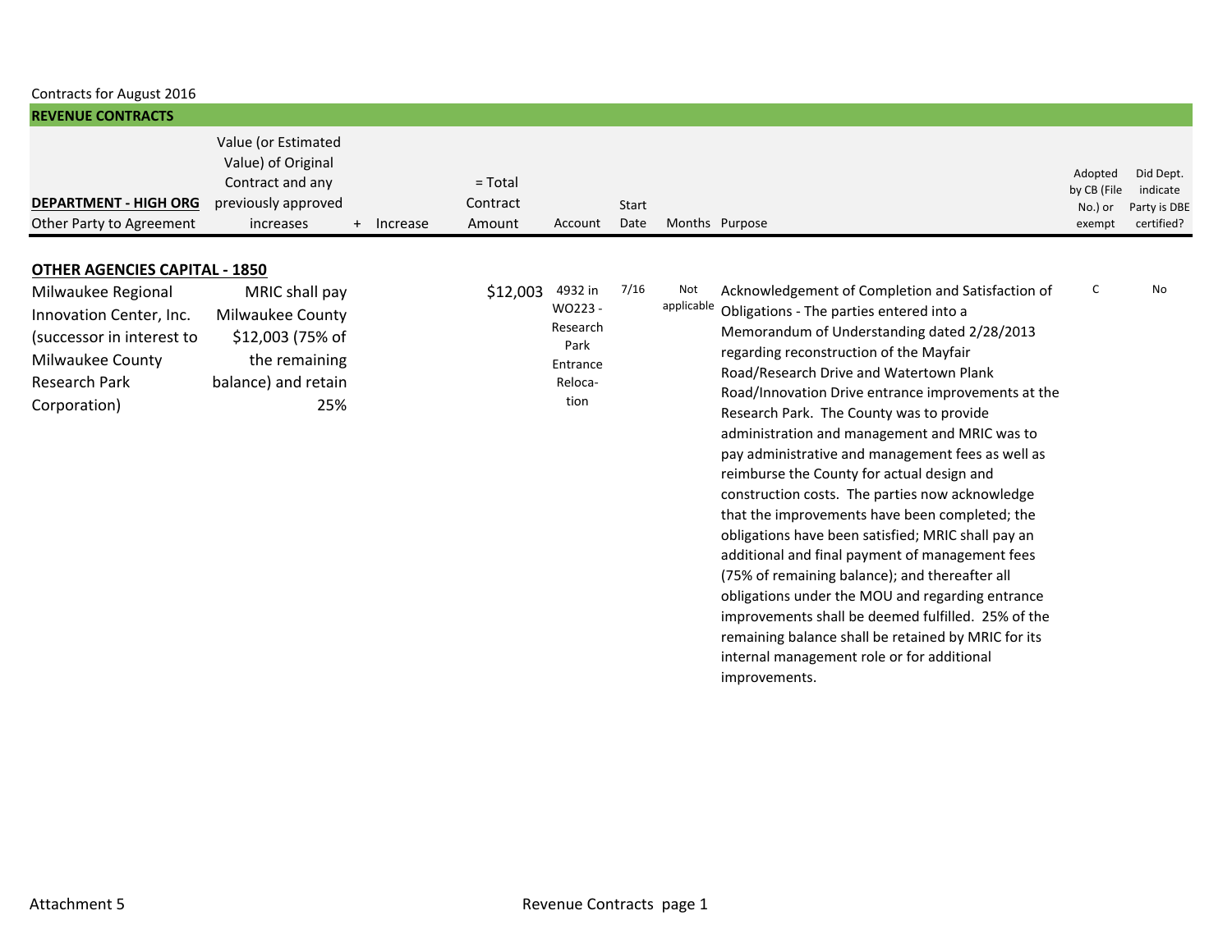Contracts for August 2016

## REVENUE CONTRACTS

| DEPARTMENT - HIGH ORG<br>Other Party to Agreement | Value (or Estimated Value) of Original Contract and any previously approved increases | + Increase | = Total Contract Amount | Account | Start Date | Months | Purpose | Adopted by CB (File No.) or exempt | Did Dept. indicate Party is DBE certified? |
|---|---|---|---|---|---|---|---|---|---|
| **OTHER AGENCIES CAPITAL - 1850** | | | | | | | | | |
| Milwaukee Regional Innovation Center, Inc. (successor in interest to Milwaukee County Research Park Corporation) | MRIC shall pay Milwaukee County $12,003 (75% of the remaining balance) and retain 25% | | $12,003 | 4932 in WO223 - Research Park Entrance Relocation | 7/16 | Not applicable | Acknowledgement of Completion and Satisfaction of Obligations - The parties entered into a Memorandum of Understanding dated 2/28/2013 regarding reconstruction of the Mayfair Road/Research Drive and Watertown Plank Road/Innovation Drive entrance improvements at the Research Park. The County was to provide administration and management and MRIC was to pay administrative and management fees as well as reimburse the County for actual design and construction costs. The parties now acknowledge that the improvements have been completed; the obligations have been satisfied; MRIC shall pay an additional and final payment of management fees (75% of remaining balance); and thereafter all obligations under the MOU and regarding entrance improvements shall be deemed fulfilled. 25% of the remaining balance shall be retained by MRIC for its internal management role or for additional improvements. | C | No |

Attachment 5 Revenue Contracts page 1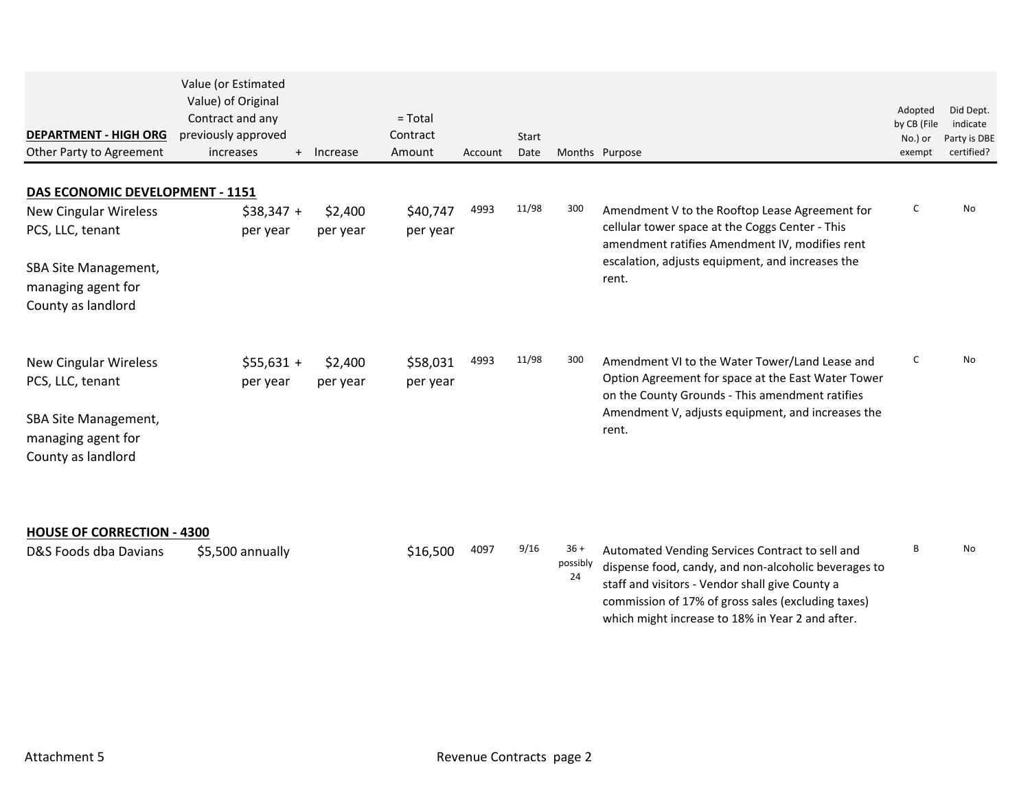| DEPARTMENT - HIGH ORG<br>Other Party to Agreement | Value (or Estimated Value) of Original Contract and any previously approved increases | + Increase | = Total Contract Amount | Account | Start Date | Months | Purpose | Adopted by CB (File No.) or exempt | Did Dept. indicate Party is DBE certified? |
|---|---|---|---|---|---|---|---|---|---|
| **DAS ECONOMIC DEVELOPMENT - 1151** | | | | | | | | | |
| New Cingular Wireless PCS, LLC, tenant<br><br>SBA Site Management, managing agent for County as landlord | $38,347 + per year | $2,400 per year | $40,747 per year | 4993 | 11/98 | 300 | Amendment V to the Rooftop Lease Agreement for cellular tower space at the Coggs Center - This amendment ratifies Amendment IV, modifies rent escalation, adjusts equipment, and increases the rent. | C | No |
| New Cingular Wireless PCS, LLC, tenant<br><br>SBA Site Management, managing agent for County as landlord | $55,631 + per year | $2,400 per year | $58,031 per year | 4993 | 11/98 | 300 | Amendment VI to the Water Tower/Land Lease and Option Agreement for space at the East Water Tower on the County Grounds - This amendment ratifies Amendment V, adjusts equipment, and increases the rent. | C | No |
| **HOUSE OF CORRECTION - 4300** | | | | | | | | | |
| D&S Foods dba Davians | $5,500 annually | | $16,500 | 4097 | 9/16 | 36 + possibly 24 | Automated Vending Services Contract to sell and dispense food, candy, and non-alcoholic beverages to staff and visitors - Vendor shall give County a commission of 17% of gross sales (excluding taxes) which might increase to 18% in Year 2 and after. | B | No |

Attachment 5 — Revenue Contracts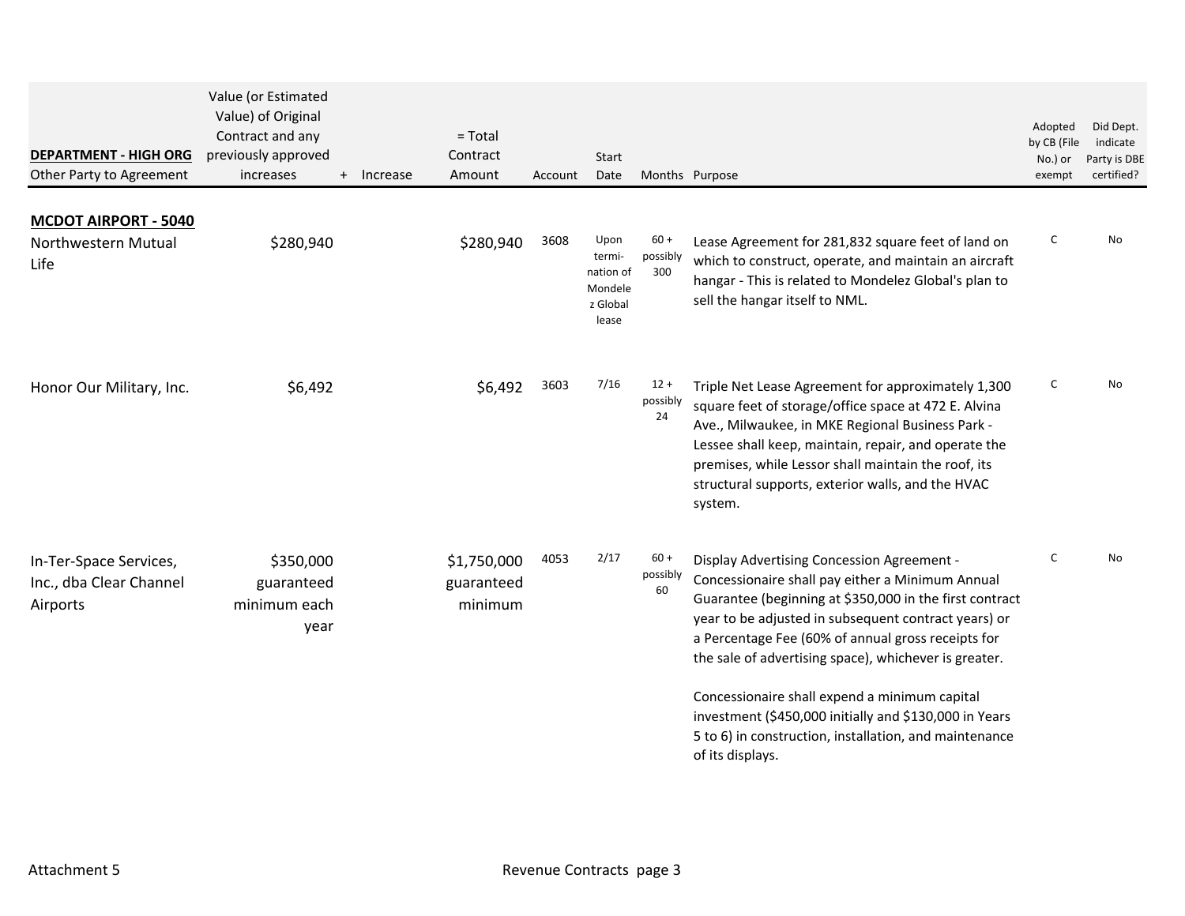| DEPARTMENT - HIGH ORG<br>Other Party to Agreement | Value (or Estimated Value) of Original Contract and any previously approved increases | + Increase | = Total Contract Amount | Account | Start Date | Months | Purpose | Adopted by CB (File No.) or exempt | Did Dept. indicate Party is DBE certified? |
|---|---|---|---|---|---|---|---|---|---|
| **MCDOT AIRPORT - 5040** | | | | | | | | | |
| Northwestern Mutual Life | $280,940 | | $280,940 | 3608 | Upon termination of Mondelez Global lease | 60 + possibly 300 | Lease Agreement for 281,832 square feet of land on which to construct, operate, and maintain an aircraft hangar - This is related to Mondelez Global's plan to sell the hangar itself to NML. | C | No |
| Honor Our Military, Inc. | $6,492 | | $6,492 | 3603 | 7/16 | 12 + possibly 24 | Triple Net Lease Agreement for approximately 1,300 square feet of storage/office space at 472 E. Alvina Ave., Milwaukee, in MKE Regional Business Park - Lessee shall keep, maintain, repair, and operate the premises, while Lessor shall maintain the roof, its structural supports, exterior walls, and the HVAC system. | C | No |
| In-Ter-Space Services, Inc., dba Clear Channel Airports | $350,000 guaranteed minimum each year | | $1,750,000 guaranteed minimum | 4053 | 2/17 | 60 + possibly 60 | Display Advertising Concession Agreement - Concessionaire shall pay either a Minimum Annual Guarantee (beginning at $350,000 in the first contract year to be adjusted in subsequent contract years) or a Percentage Fee (60% of annual gross receipts for the sale of advertising space), whichever is greater.<br><br>Concessionaire shall expend a minimum capital investment ($450,000 initially and $130,000 in Years 5 to 6) in construction, installation, and maintenance of its displays. | C | No |

Attachment 5 Revenue Contracts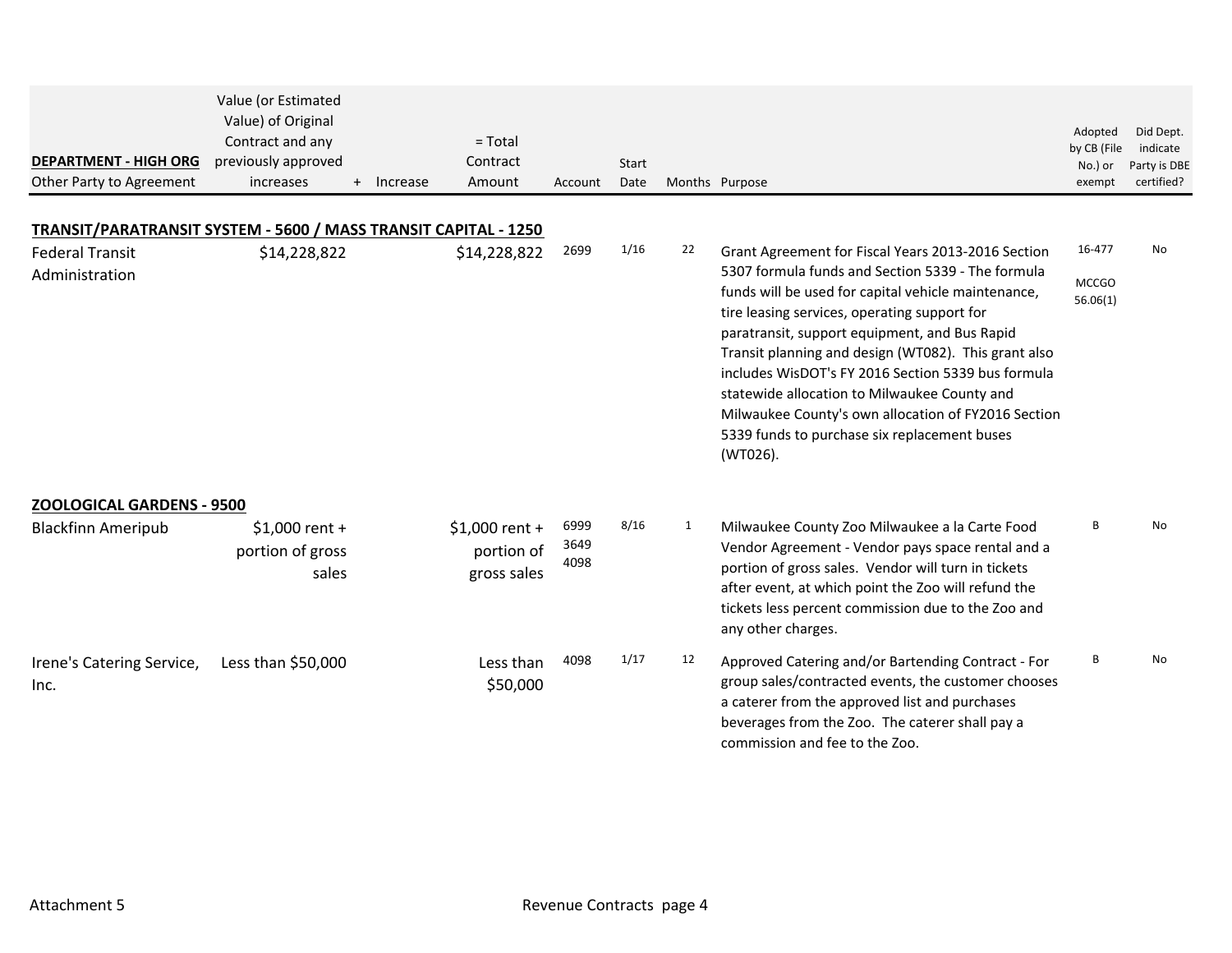| DEPARTMENT - HIGH ORG<br>Other Party to Agreement | Value (or Estimated Value) of Original Contract and any previously approved increases | + Increase | = Total Contract Amount | Account | Start Date | Months | Purpose | Adopted by CB (File No.) or exempt | Did Dept. indicate Party is DBE certified? |
|---|---|---|---|---|---|---|---|---|---|
| **TRANSIT/PARATRANSIT SYSTEM - 5600 / MASS TRANSIT CAPITAL - 1250** | | | | | | | | | |
| Federal Transit Administration | $14,228,822 | | $14,228,822 | 2699 | 1/16 | 22 | Grant Agreement for Fiscal Years 2013-2016 Section 5307 formula funds and Section 5339 - The formula funds will be used for capital vehicle maintenance, tire leasing services, operating support for paratransit, support equipment, and Bus Rapid Transit planning and design (WT082). This grant also includes WisDOT's FY 2016 Section 5339 bus formula statewide allocation to Milwaukee County and Milwaukee County's own allocation of FY2016 Section 5339 funds to purchase six replacement buses (WT026). | 16-477<br>MCCGO 56.06(1) | No |
| **ZOOLOGICAL GARDENS - 9500** | | | | | | | | | |
| Blackfinn Ameripub | $1,000 rent + portion of gross sales | | $1,000 rent + portion of gross sales | 6999<br>3649<br>4098 | 8/16 | 1 | Milwaukee County Zoo Milwaukee a la Carte Food Vendor Agreement - Vendor pays space rental and a portion of gross sales. Vendor will turn in tickets after event, at which point the Zoo will refund the tickets less percent commission due to the Zoo and any other charges. | B | No |
| Irene's Catering Service, Inc. | Less than $50,000 | | Less than $50,000 | 4098 | 1/17 | 12 | Approved Catering and/or Bartending Contract - For group sales/contracted events, the customer chooses a caterer from the approved list and purchases beverages from the Zoo. The caterer shall pay a commission and fee to the Zoo. | B | No |

Attachment 5

Revenue Contracts page 4